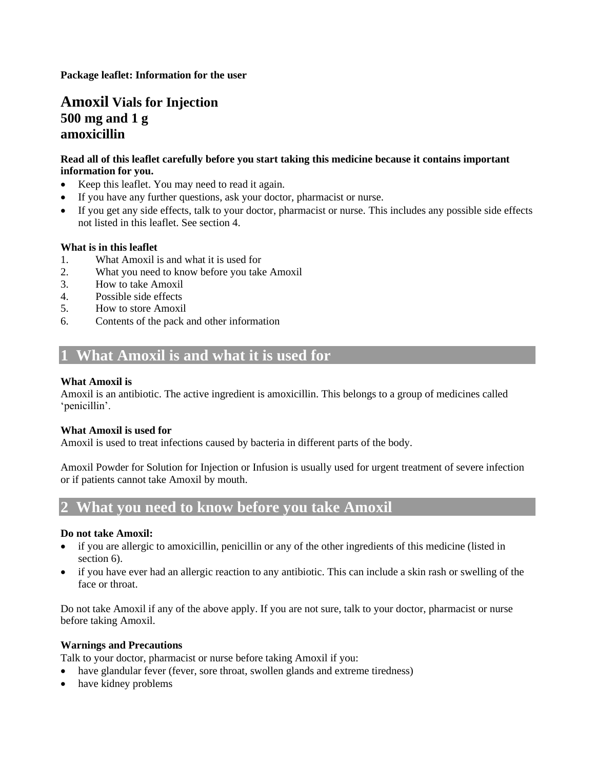**Package leaflet: Information for the user**

# Amoxil Vials for Injection
# 500 mg and 1 g
# amoxicillin

**Read all of this leaflet carefully before you start taking this medicine because it contains important information for you.**

- Keep this leaflet. You may need to read it again.
- If you have any further questions, ask your doctor, pharmacist or nurse.
- If you get any side effects, talk to your doctor, pharmacist or nurse. This includes any possible side effects not listed in this leaflet. See section 4.

**What is in this leaflet**

1. What Amoxil is and what it is used for
2. What you need to know before you take Amoxil
3. How to take Amoxil
4. Possible side effects
5. How to store Amoxil
6. Contents of the pack and other information

## 1 What Amoxil is and what it is used for

**What Amoxil is**

Amoxil is an antibiotic. The active ingredient is amoxicillin. This belongs to a group of medicines called 'penicillin'.

**What Amoxil is used for**

Amoxil is used to treat infections caused by bacteria in different parts of the body.

Amoxil Powder for Solution for Injection or Infusion is usually used for urgent treatment of severe infection or if patients cannot take Amoxil by mouth.

## 2 What you need to know before you take Amoxil

**Do not take Amoxil:**

- if you are allergic to amoxicillin, penicillin or any of the other ingredients of this medicine (listed in section 6).
- if you have ever had an allergic reaction to any antibiotic. This can include a skin rash or swelling of the face or throat.

Do not take Amoxil if any of the above apply. If you are not sure, talk to your doctor, pharmacist or nurse before taking Amoxil.

**Warnings and Precautions**

Talk to your doctor, pharmacist or nurse before taking Amoxil if you:

- have glandular fever (fever, sore throat, swollen glands and extreme tiredness)
- have kidney problems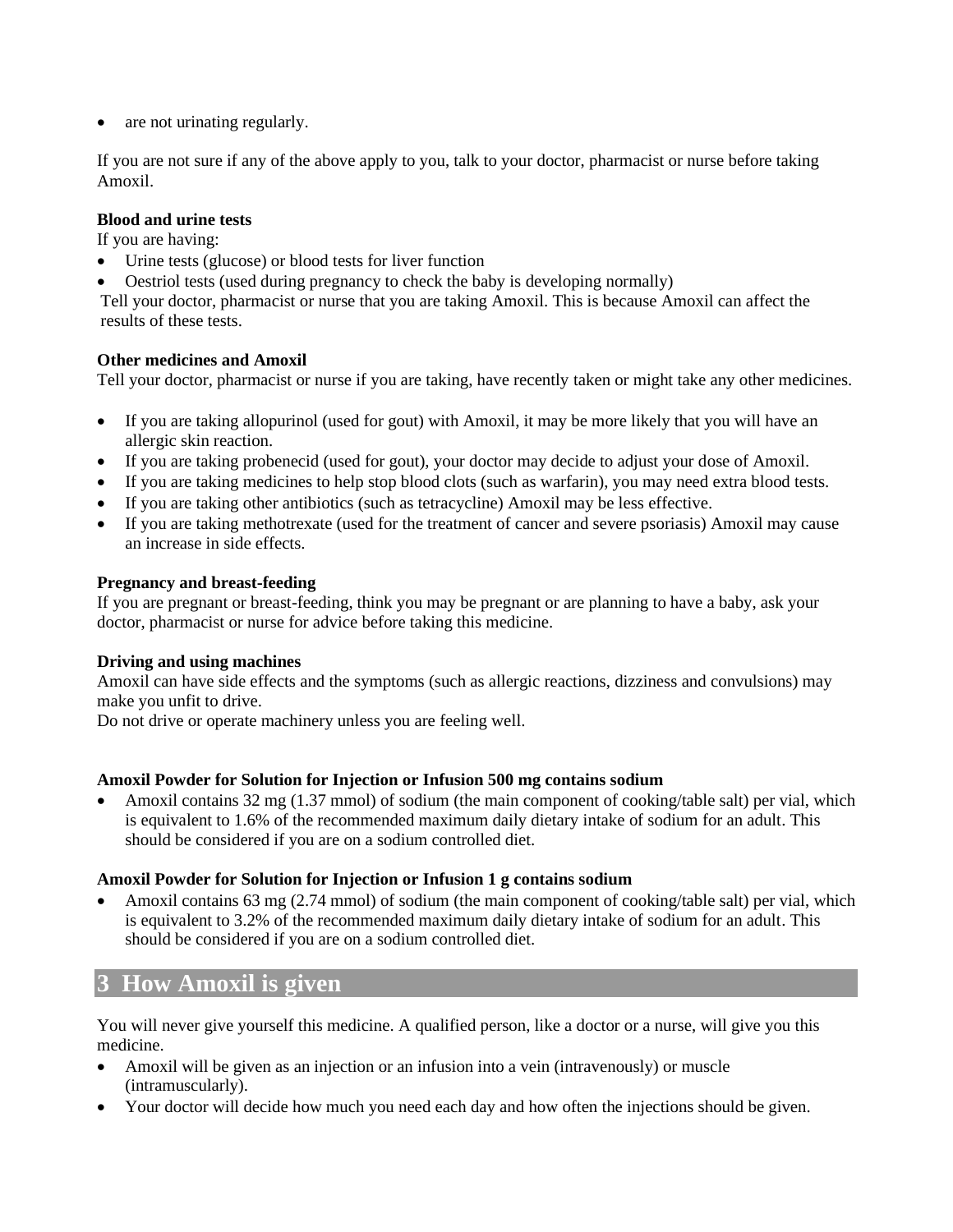- are not urinating regularly.

If you are not sure if any of the above apply to you, talk to your doctor, pharmacist or nurse before taking Amoxil.

**Blood and urine tests**

If you are having:

- Urine tests (glucose) or blood tests for liver function
- Oestriol tests (used during pregnancy to check the baby is developing normally)

Tell your doctor, pharmacist or nurse that you are taking Amoxil. This is because Amoxil can affect the results of these tests.

**Other medicines and Amoxil**

Tell your doctor, pharmacist or nurse if you are taking, have recently taken or might take any other medicines.

- If you are taking allopurinol (used for gout) with Amoxil, it may be more likely that you will have an allergic skin reaction.
- If you are taking probenecid (used for gout), your doctor may decide to adjust your dose of Amoxil.
- If you are taking medicines to help stop blood clots (such as warfarin), you may need extra blood tests.
- If you are taking other antibiotics (such as tetracycline) Amoxil may be less effective.
- If you are taking methotrexate (used for the treatment of cancer and severe psoriasis) Amoxil may cause an increase in side effects.

**Pregnancy and breast-feeding**

If you are pregnant or breast-feeding, think you may be pregnant or are planning to have a baby, ask your doctor, pharmacist or nurse for advice before taking this medicine.

**Driving and using machines**

Amoxil can have side effects and the symptoms (such as allergic reactions, dizziness and convulsions) may make you unfit to drive.

Do not drive or operate machinery unless you are feeling well.

**Amoxil Powder for Solution for Injection or Infusion 500 mg contains sodium**

- Amoxil contains 32 mg (1.37 mmol) of sodium (the main component of cooking/table salt) per vial, which is equivalent to 1.6% of the recommended maximum daily dietary intake of sodium for an adult. This should be considered if you are on a sodium controlled diet.

**Amoxil Powder for Solution for Injection or Infusion 1 g contains sodium**

- Amoxil contains 63 mg (2.74 mmol) of sodium (the main component of cooking/table salt) per vial, which is equivalent to 3.2% of the recommended maximum daily dietary intake of sodium for an adult. This should be considered if you are on a sodium controlled diet.

## 3 How Amoxil is given

You will never give yourself this medicine. A qualified person, like a doctor or a nurse, will give you this medicine.

- Amoxil will be given as an injection or an infusion into a vein (intravenously) or muscle (intramuscularly).
- Your doctor will decide how much you need each day and how often the injections should be given.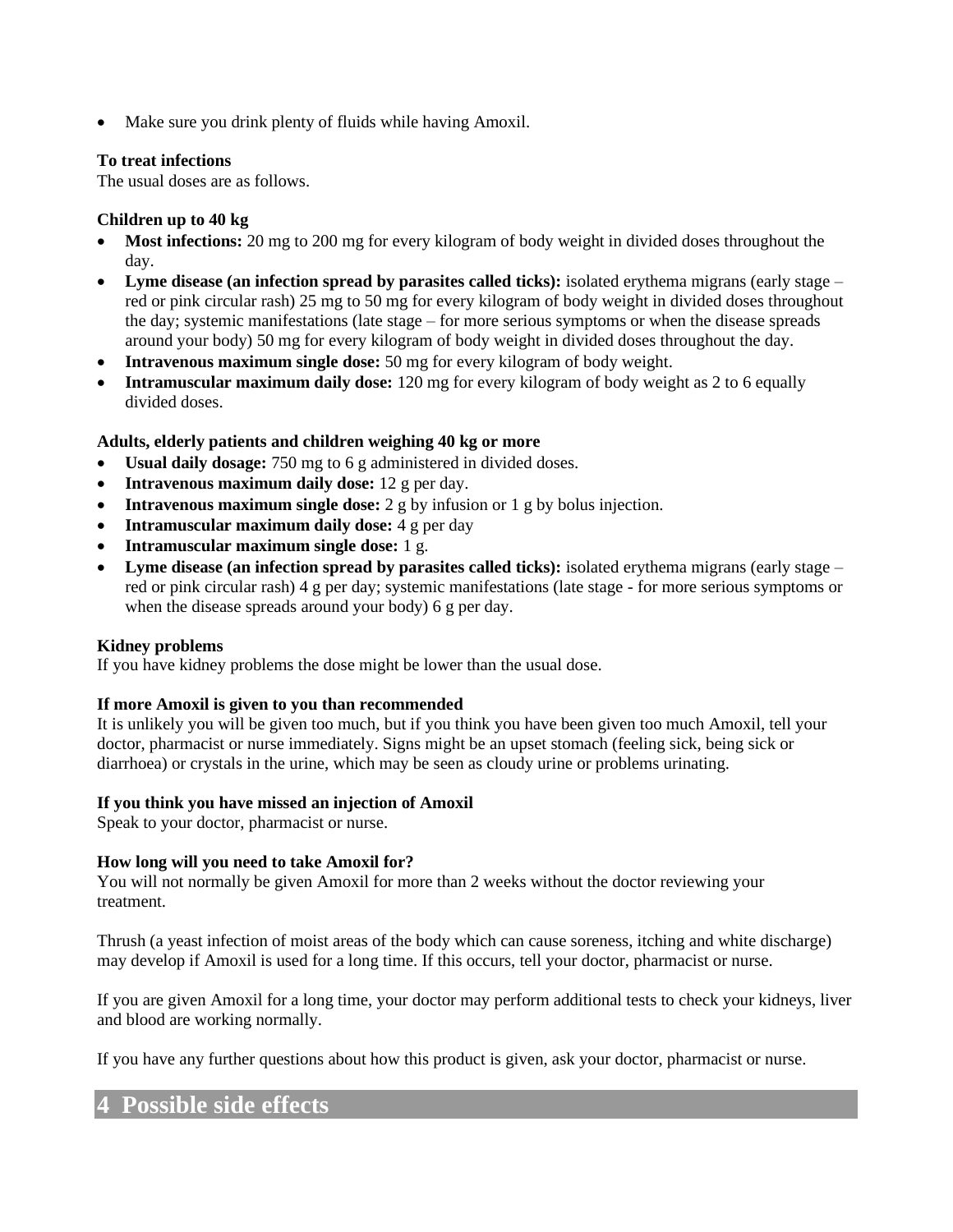- Make sure you drink plenty of fluids while having Amoxil.

**To treat infections**

The usual doses are as follows.

**Children up to 40 kg**

- **Most infections:** 20 mg to 200 mg for every kilogram of body weight in divided doses throughout the day.
- **Lyme disease (an infection spread by parasites called ticks):** isolated erythema migrans (early stage – red or pink circular rash) 25 mg to 50 mg for every kilogram of body weight in divided doses throughout the day; systemic manifestations (late stage – for more serious symptoms or when the disease spreads around your body) 50 mg for every kilogram of body weight in divided doses throughout the day.
- **Intravenous maximum single dose:** 50 mg for every kilogram of body weight.
- **Intramuscular maximum daily dose:** 120 mg for every kilogram of body weight as 2 to 6 equally divided doses.

**Adults, elderly patients and children weighing 40 kg or more**

- **Usual daily dosage:** 750 mg to 6 g administered in divided doses.
- **Intravenous maximum daily dose:** 12 g per day.
- **Intravenous maximum single dose:** 2 g by infusion or 1 g by bolus injection.
- **Intramuscular maximum daily dose:** 4 g per day
- **Intramuscular maximum single dose:** 1 g.
- **Lyme disease (an infection spread by parasites called ticks):** isolated erythema migrans (early stage – red or pink circular rash) 4 g per day; systemic manifestations (late stage - for more serious symptoms or when the disease spreads around your body) 6 g per day.

**Kidney problems**

If you have kidney problems the dose might be lower than the usual dose.

**If more Amoxil is given to you than recommended**

It is unlikely you will be given too much, but if you think you have been given too much Amoxil, tell your doctor, pharmacist or nurse immediately. Signs might be an upset stomach (feeling sick, being sick or diarrhoea) or crystals in the urine, which may be seen as cloudy urine or problems urinating.

**If you think you have missed an injection of Amoxil**

Speak to your doctor, pharmacist or nurse.

**How long will you need to take Amoxil for?**

You will not normally be given Amoxil for more than 2 weeks without the doctor reviewing your treatment.

Thrush (a yeast infection of moist areas of the body which can cause soreness, itching and white discharge) may develop if Amoxil is used for a long time. If this occurs, tell your doctor, pharmacist or nurse.

If you are given Amoxil for a long time, your doctor may perform additional tests to check your kidneys, liver and blood are working normally.

If you have any further questions about how this product is given, ask your doctor, pharmacist or nurse.

## 4 Possible side effects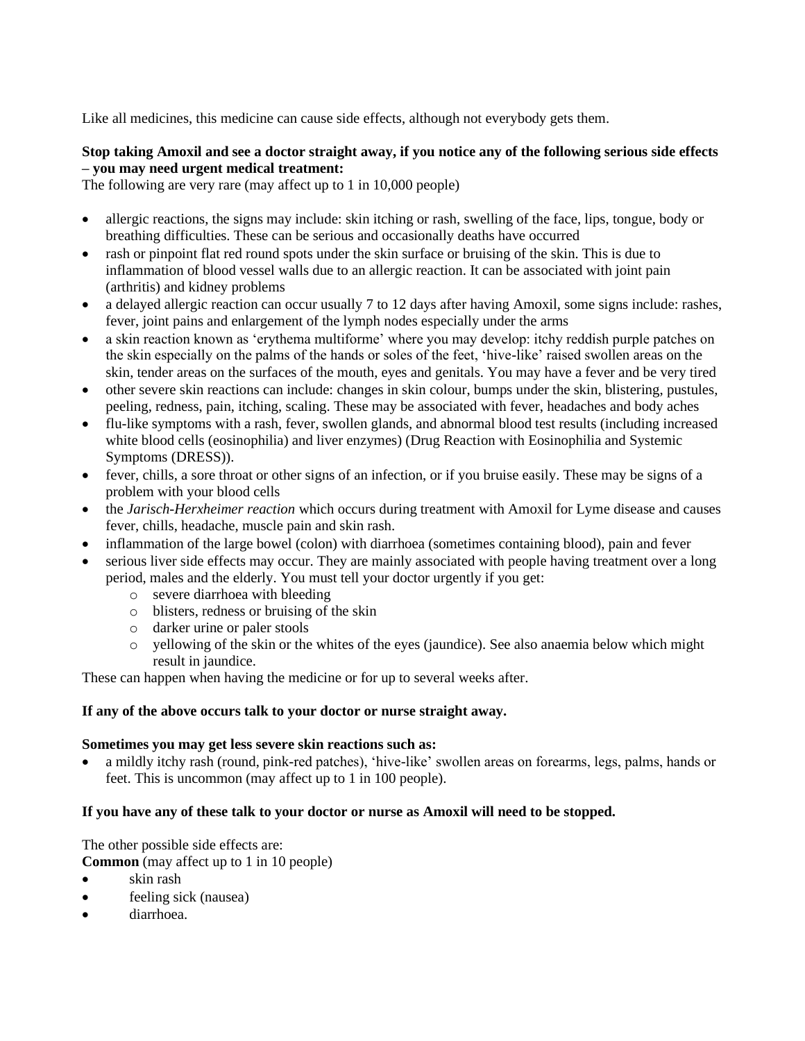Like all medicines, this medicine can cause side effects, although not everybody gets them.

**Stop taking Amoxil and see a doctor straight away, if you notice any of the following serious side effects – you may need urgent medical treatment:**
The following are very rare (may affect up to 1 in 10,000 people)

- allergic reactions, the signs may include: skin itching or rash, swelling of the face, lips, tongue, body or breathing difficulties. These can be serious and occasionally deaths have occurred
- rash or pinpoint flat red round spots under the skin surface or bruising of the skin. This is due to inflammation of blood vessel walls due to an allergic reaction. It can be associated with joint pain (arthritis) and kidney problems
- a delayed allergic reaction can occur usually 7 to 12 days after having Amoxil, some signs include: rashes, fever, joint pains and enlargement of the lymph nodes especially under the arms
- a skin reaction known as 'erythema multiforme' where you may develop: itchy reddish purple patches on the skin especially on the palms of the hands or soles of the feet, 'hive-like' raised swollen areas on the skin, tender areas on the surfaces of the mouth, eyes and genitals. You may have a fever and be very tired
- other severe skin reactions can include: changes in skin colour, bumps under the skin, blistering, pustules, peeling, redness, pain, itching, scaling. These may be associated with fever, headaches and body aches
- flu-like symptoms with a rash, fever, swollen glands, and abnormal blood test results (including increased white blood cells (eosinophilia) and liver enzymes) (Drug Reaction with Eosinophilia and Systemic Symptoms (DRESS)).
- fever, chills, a sore throat or other signs of an infection, or if you bruise easily. These may be signs of a problem with your blood cells
- the *Jarisch-Herxheimer reaction* which occurs during treatment with Amoxil for Lyme disease and causes fever, chills, headache, muscle pain and skin rash.
- inflammation of the large bowel (colon) with diarrhoea (sometimes containing blood), pain and fever
- serious liver side effects may occur. They are mainly associated with people having treatment over a long period, males and the elderly. You must tell your doctor urgently if you get:
  - severe diarrhoea with bleeding
  - blisters, redness or bruising of the skin
  - darker urine or paler stools
  - yellowing of the skin or the whites of the eyes (jaundice). See also anaemia below which might result in jaundice.

These can happen when having the medicine or for up to several weeks after.

**If any of the above occurs talk to your doctor or nurse straight away.**

**Sometimes you may get less severe skin reactions such as:**
- a mildly itchy rash (round, pink-red patches), 'hive-like' swollen areas on forearms, legs, palms, hands or feet. This is uncommon (may affect up to 1 in 100 people).

**If you have any of these talk to your doctor or nurse as Amoxil will need to be stopped.**

The other possible side effects are:
**Common** (may affect up to 1 in 10 people)
- skin rash
- feeling sick (nausea)
- diarrhoea.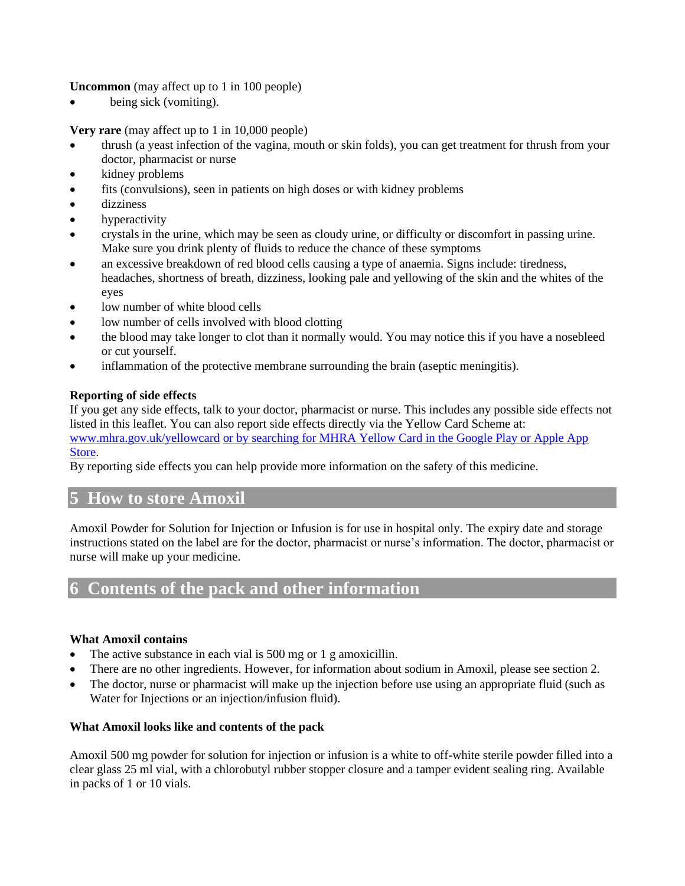**Uncommon** (may affect up to 1 in 100 people)

- being sick (vomiting).

**Very rare** (may affect up to 1 in 10,000 people)

- thrush (a yeast infection of the vagina, mouth or skin folds), you can get treatment for thrush from your doctor, pharmacist or nurse
- kidney problems
- fits (convulsions), seen in patients on high doses or with kidney problems
- dizziness
- hyperactivity
- crystals in the urine, which may be seen as cloudy urine, or difficulty or discomfort in passing urine. Make sure you drink plenty of fluids to reduce the chance of these symptoms
- an excessive breakdown of red blood cells causing a type of anaemia. Signs include: tiredness, headaches, shortness of breath, dizziness, looking pale and yellowing of the skin and the whites of the eyes
- low number of white blood cells
- low number of cells involved with blood clotting
- the blood may take longer to clot than it normally would. You may notice this if you have a nosebleed or cut yourself.
- inflammation of the protective membrane surrounding the brain (aseptic meningitis).

**Reporting of side effects**

If you get any side effects, talk to your doctor, pharmacist or nurse. This includes any possible side effects not listed in this leaflet. You can also report side effects directly via the Yellow Card Scheme at: www.mhra.gov.uk/yellowcard or by searching for MHRA Yellow Card in the Google Play or Apple App Store.
By reporting side effects you can help provide more information on the safety of this medicine.

## 5 How to store Amoxil

Amoxil Powder for Solution for Injection or Infusion is for use in hospital only. The expiry date and storage instructions stated on the label are for the doctor, pharmacist or nurse's information. The doctor, pharmacist or nurse will make up your medicine.

## 6 Contents of the pack and other information

**What Amoxil contains**

- The active substance in each vial is 500 mg or 1 g amoxicillin.
- There are no other ingredients. However, for information about sodium in Amoxil, please see section 2.
- The doctor, nurse or pharmacist will make up the injection before use using an appropriate fluid (such as Water for Injections or an injection/infusion fluid).

**What Amoxil looks like and contents of the pack**

Amoxil 500 mg powder for solution for injection or infusion is a white to off-white sterile powder filled into a clear glass 25 ml vial, with a chlorobutyl rubber stopper closure and a tamper evident sealing ring. Available in packs of 1 or 10 vials.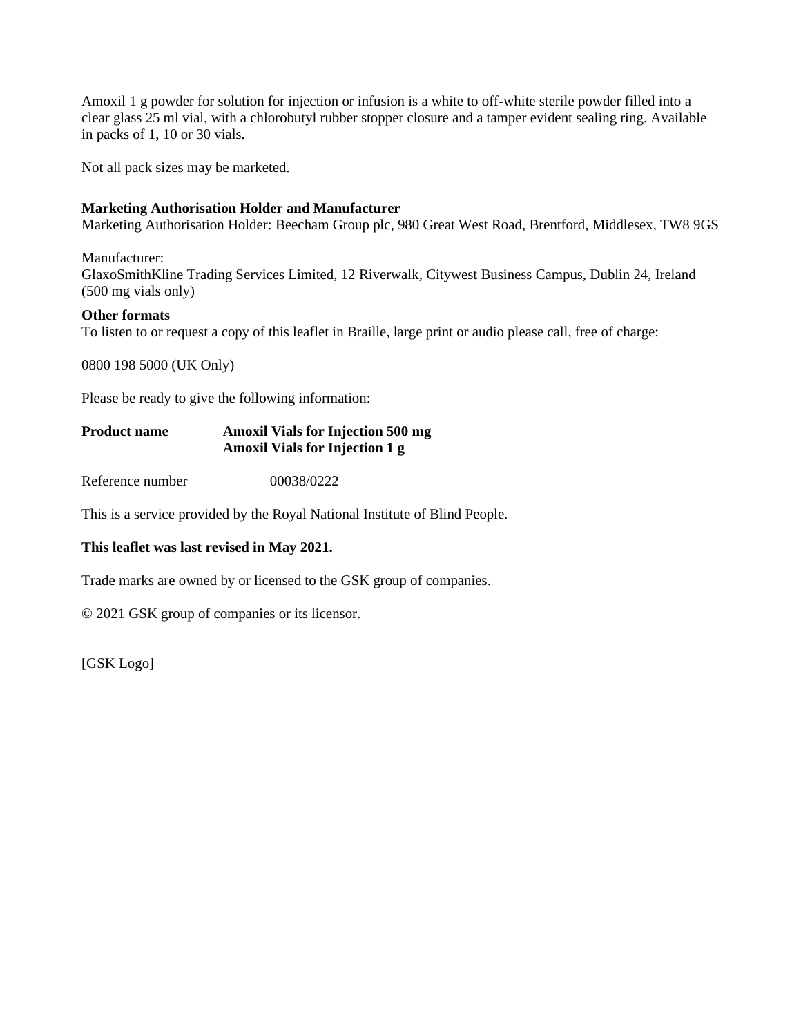Amoxil 1 g powder for solution for injection or infusion is a white to off-white sterile powder filled into a clear glass 25 ml vial, with a chlorobutyl rubber stopper closure and a tamper evident sealing ring. Available in packs of 1, 10 or 30 vials.

Not all pack sizes may be marketed.

**Marketing Authorisation Holder and Manufacturer**
Marketing Authorisation Holder: Beecham Group plc, 980 Great West Road, Brentford, Middlesex, TW8 9GS

Manufacturer:
GlaxoSmithKline Trading Services Limited, 12 Riverwalk, Citywest Business Campus, Dublin 24, Ireland (500 mg vials only)

**Other formats**
To listen to or request a copy of this leaflet in Braille, large print or audio please call, free of charge:

0800 198 5000 (UK Only)

Please be ready to give the following information:

| **Product name** | **Amoxil Vials for Injection 500 mg** <br> **Amoxil Vials for Injection 1 g** |
|---|---|
| Reference number | 00038/0222 |

This is a service provided by the Royal National Institute of Blind People.

**This leaflet was last revised in May 2021.**

Trade marks are owned by or licensed to the GSK group of companies.

© 2021 GSK group of companies or its licensor.

[GSK Logo]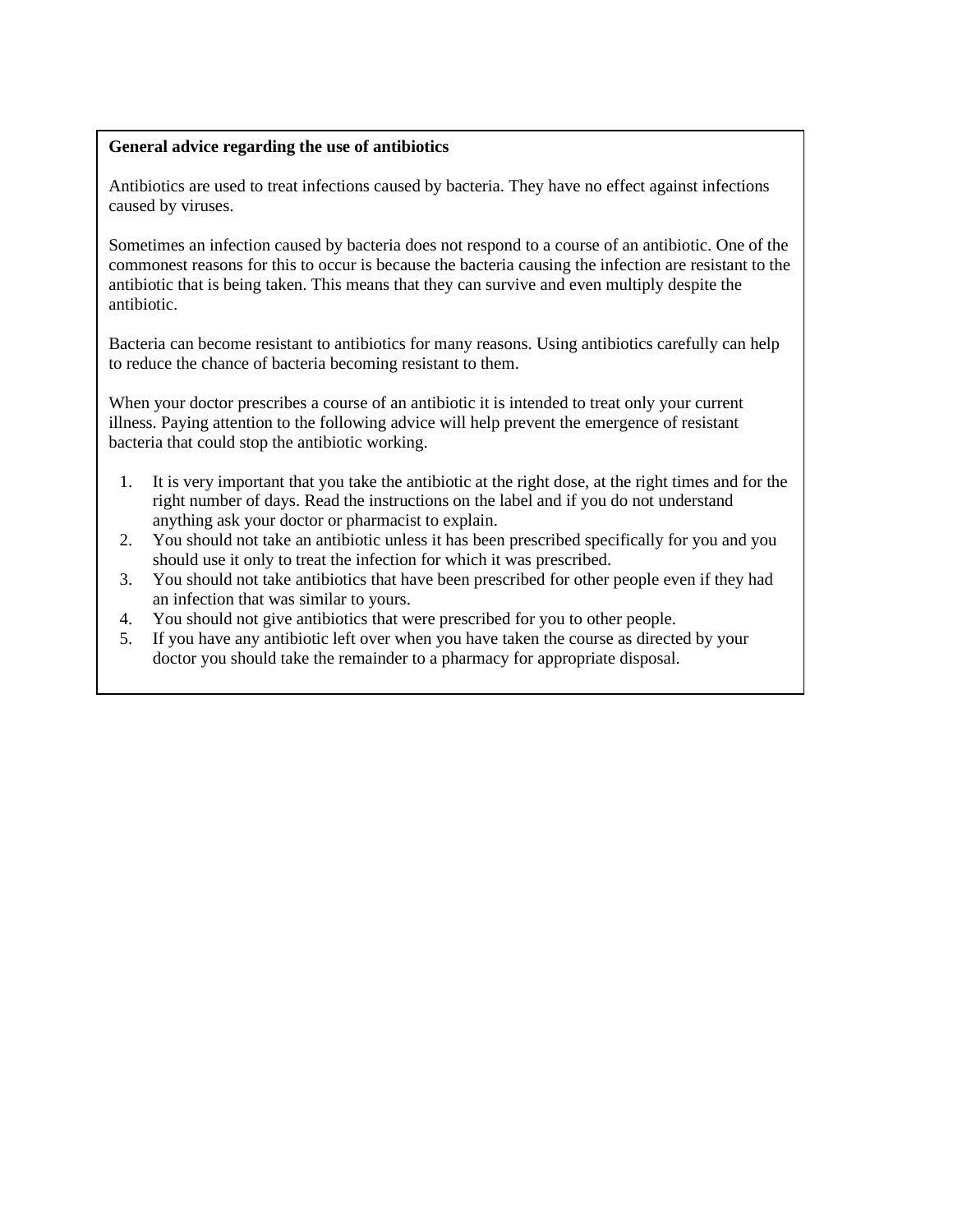**General advice regarding the use of antibiotics**

Antibiotics are used to treat infections caused by bacteria. They have no effect against infections caused by viruses.

Sometimes an infection caused by bacteria does not respond to a course of an antibiotic. One of the commonest reasons for this to occur is because the bacteria causing the infection are resistant to the antibiotic that is being taken. This means that they can survive and even multiply despite the antibiotic.

Bacteria can become resistant to antibiotics for many reasons. Using antibiotics carefully can help to reduce the chance of bacteria becoming resistant to them.

When your doctor prescribes a course of an antibiotic it is intended to treat only your current illness. Paying attention to the following advice will help prevent the emergence of resistant bacteria that could stop the antibiotic working.

1. It is very important that you take the antibiotic at the right dose, at the right times and for the right number of days. Read the instructions on the label and if you do not understand anything ask your doctor or pharmacist to explain.
2. You should not take an antibiotic unless it has been prescribed specifically for you and you should use it only to treat the infection for which it was prescribed.
3. You should not take antibiotics that have been prescribed for other people even if they had an infection that was similar to yours.
4. You should not give antibiotics that were prescribed for you to other people.
5. If you have any antibiotic left over when you have taken the course as directed by your doctor you should take the remainder to a pharmacy for appropriate disposal.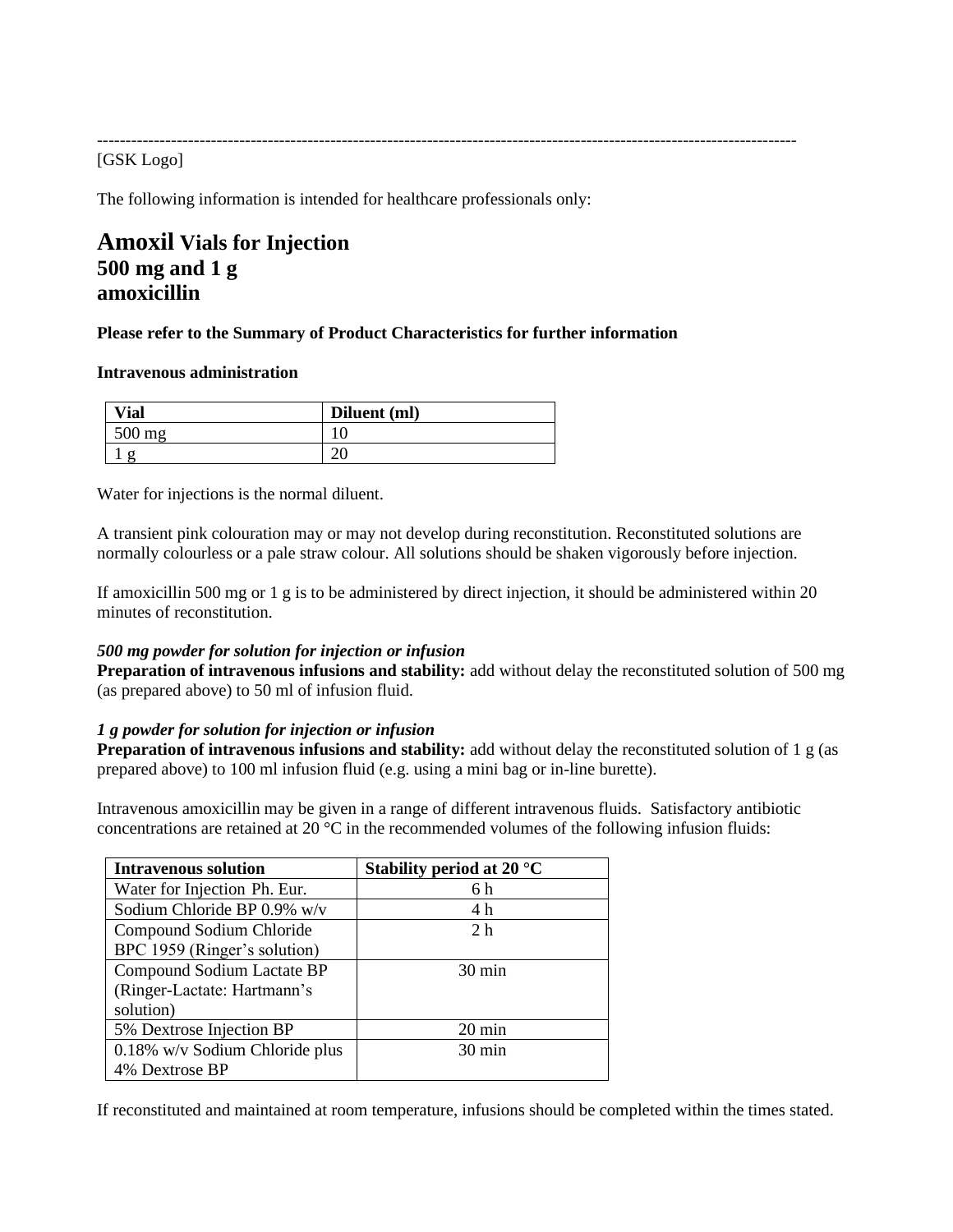---

[GSK Logo]

The following information is intended for healthcare professionals only:

# Amoxil Vials for Injection
# 500 mg and 1 g
# amoxicillin

**Please refer to the Summary of Product Characteristics for further information**

**Intravenous administration**

| Vial | Diluent (ml) |
|---|---|
| 500 mg | 10 |
| 1 g | 20 |

Water for injections is the normal diluent.

A transient pink colouration may or may not develop during reconstitution. Reconstituted solutions are normally colourless or a pale straw colour. All solutions should be shaken vigorously before injection.

If amoxicillin 500 mg or 1 g is to be administered by direct injection, it should be administered within 20 minutes of reconstitution.

***500 mg powder for solution for injection or infusion***
**Preparation of intravenous infusions and stability:** add without delay the reconstituted solution of 500 mg (as prepared above) to 50 ml of infusion fluid.

***1 g powder for solution for injection or infusion***
**Preparation of intravenous infusions and stability:** add without delay the reconstituted solution of 1 g (as prepared above) to 100 ml infusion fluid (e.g. using a mini bag or in-line burette).

Intravenous amoxicillin may be given in a range of different intravenous fluids. Satisfactory antibiotic concentrations are retained at 20 °C in the recommended volumes of the following infusion fluids:

| Intravenous solution | Stability period at 20 °C |
|---|---|
| Water for Injection Ph. Eur. | 6 h |
| Sodium Chloride BP 0.9% w/v | 4 h |
| Compound Sodium Chloride BPC 1959 (Ringer's solution) | 2 h |
| Compound Sodium Lactate BP (Ringer-Lactate: Hartmann's solution) | 30 min |
| 5% Dextrose Injection BP | 20 min |
| 0.18% w/v Sodium Chloride plus 4% Dextrose BP | 30 min |

If reconstituted and maintained at room temperature, infusions should be completed within the times stated.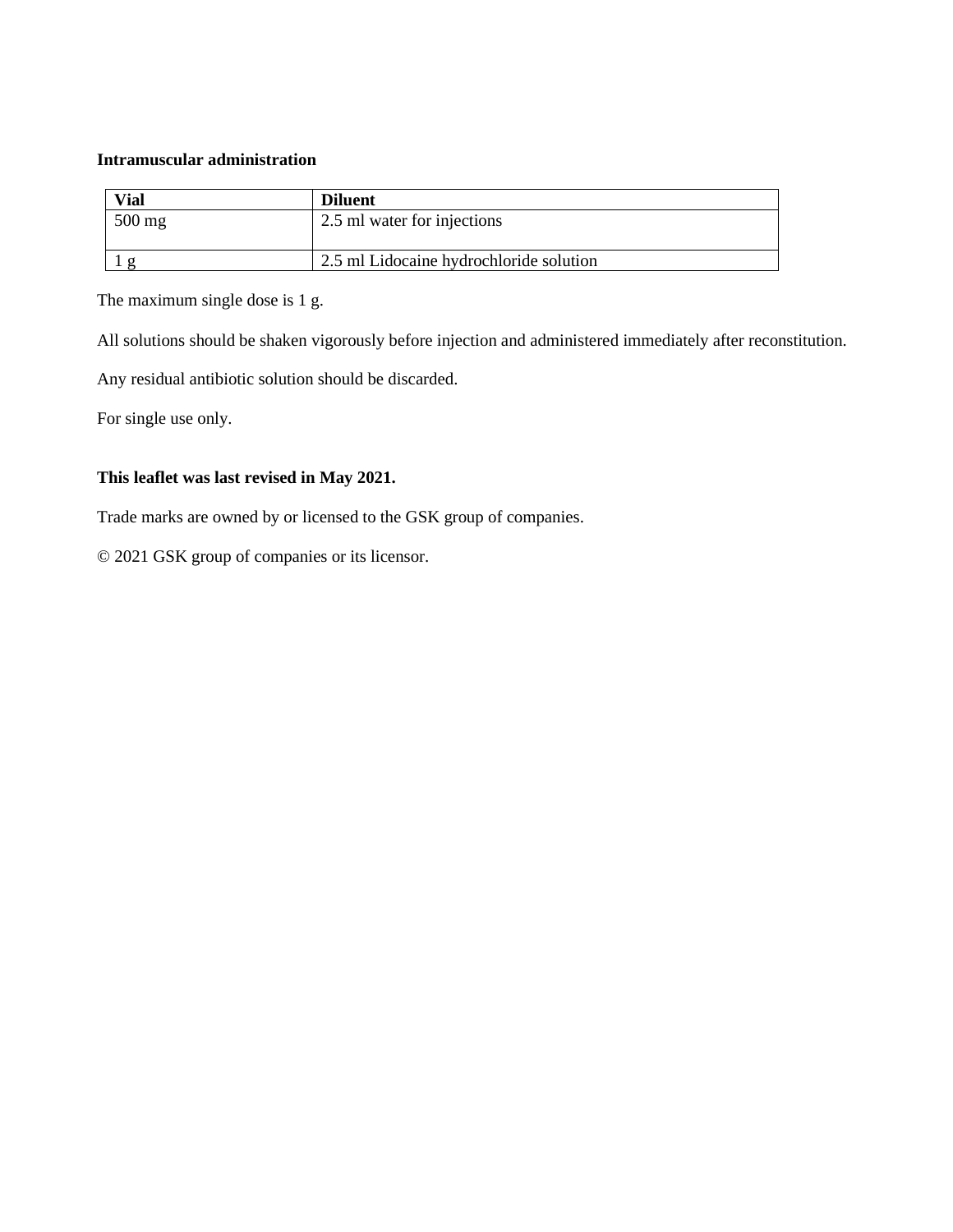**Intramuscular administration**

| Vial | Diluent |
|---|---|
| 500 mg | 2.5 ml water for injections |
| 1 g | 2.5 ml Lidocaine hydrochloride solution |

The maximum single dose is 1 g.

All solutions should be shaken vigorously before injection and administered immediately after reconstitution.

Any residual antibiotic solution should be discarded.

For single use only.

**This leaflet was last revised in May 2021.**

Trade marks are owned by or licensed to the GSK group of companies.

© 2021 GSK group of companies or its licensor.